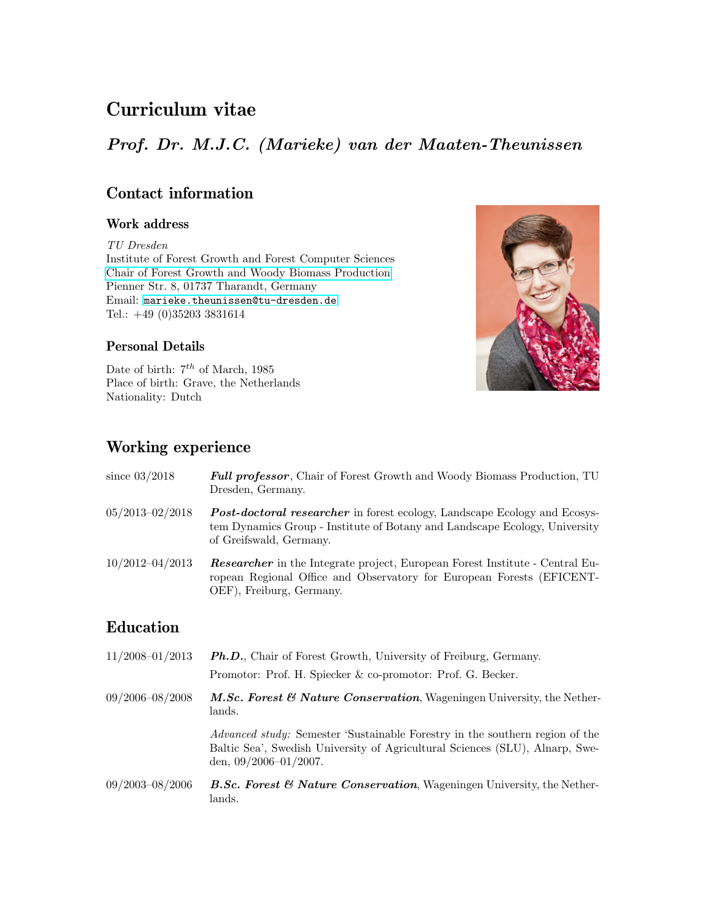# Curriculum vitae

## *Prof. Dr. M.J.C. (Marieke) van der Maaten-Theunissen*

## Contact information

### Work address

*TU Dresden*
Institute of Forest Growth and Forest Computer Sciences
Chair of Forest Growth and Woody Biomass Production
Pienner Str. 8, 01737 Tharandt, Germany
Email: marieke.theunissen@tu-dresden.de
Tel.: +49 (0)35203 3831614

### Personal Details

Date of birth: 7th of March, 1985
Place of birth: Grave, the Netherlands
Nationality: Dutch

## Working experience

since 03/2018 — ***Full professor***, Chair of Forest Growth and Woody Biomass Production, TU Dresden, Germany.

05/2013–02/2018 — ***Post-doctoral researcher*** in forest ecology, Landscape Ecology and Ecosystem Dynamics Group - Institute of Botany and Landscape Ecology, University of Greifswald, Germany.

10/2012–04/2013 — ***Researcher*** in the Integrate project, European Forest Institute - Central European Regional Office and Observatory for European Forests (EFICENT-OEF), Freiburg, Germany.

## Education

11/2008–01/2013 — ***Ph.D.***, Chair of Forest Growth, University of Freiburg, Germany.
Promotor: Prof. H. Spiecker & co-promotor: Prof. G. Becker.

09/2006–08/2008 — ***M.Sc. Forest & Nature Conservation***, Wageningen University, the Netherlands.

*Advanced study:* Semester 'Sustainable Forestry in the southern region of the Baltic Sea', Swedish University of Agricultural Sciences (SLU), Alnarp, Sweden, 09/2006–01/2007.

09/2003–08/2006 — ***B.Sc. Forest & Nature Conservation***, Wageningen University, the Netherlands.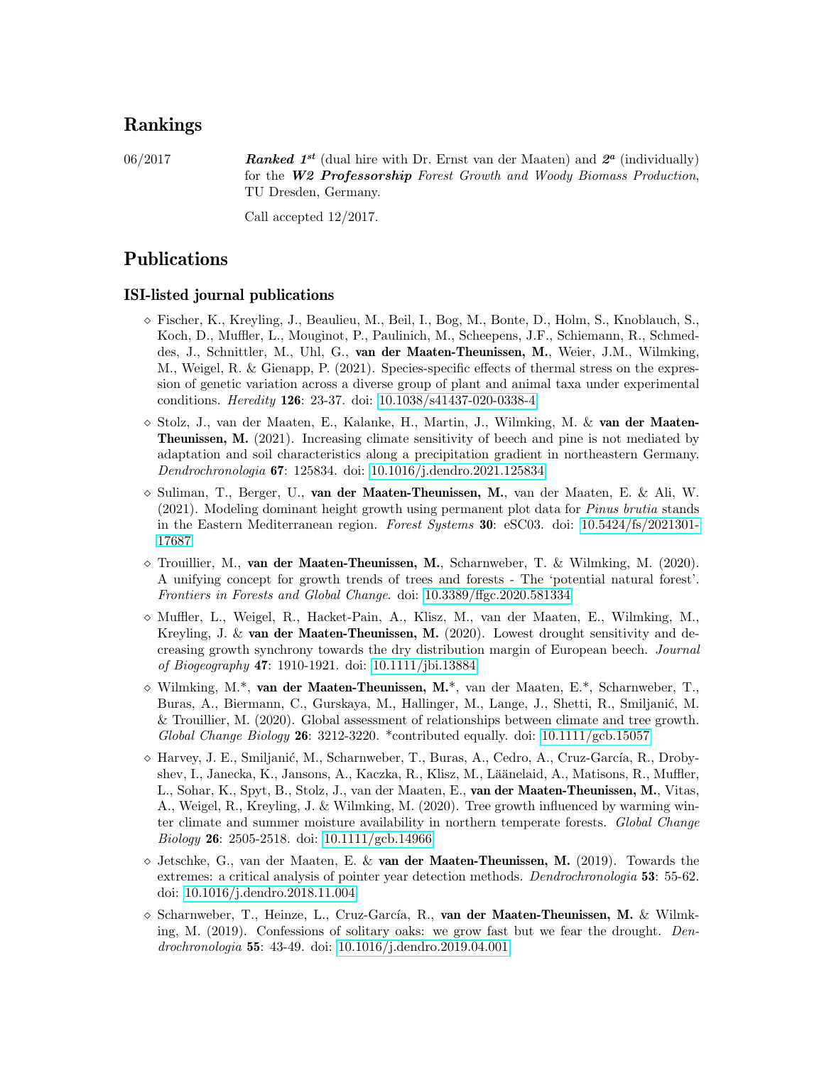## Rankings

06/2017 ***Ranked 1st*** (dual hire with Dr. Ernst van der Maaten) and ***2a*** (individually) for the ***W2 Professorship*** *Forest Growth and Woody Biomass Production*, TU Dresden, Germany.

Call accepted 12/2017.

## Publications

### ISI-listed journal publications

- Fischer, K., Kreyling, J., Beaulieu, M., Beil, I., Bog, M., Bonte, D., Holm, S., Knoblauch, S., Koch, D., Muffler, L., Mouginot, P., Paulinich, M., Scheepens, J.F., Schiemann, R., Schmeddes, J., Schnittler, M., Uhl, G., **van der Maaten-Theunissen, M.**, Weier, J.M., Wilmking, M., Weigel, R. & Gienapp, P. (2021). Species-specific effects of thermal stress on the expression of genetic variation across a diverse group of plant and animal taxa under experimental conditions. *Heredity* **126**: 23-37. doi: 10.1038/s41437-020-0338-4
- Stolz, J., van der Maaten, E., Kalanke, H., Martin, J., Wilmking, M. & **van der Maaten-Theunissen, M.** (2021). Increasing climate sensitivity of beech and pine is not mediated by adaptation and soil characteristics along a precipitation gradient in northeastern Germany. *Dendrochronologia* **67**: 125834. doi: 10.1016/j.dendro.2021.125834
- Suliman, T., Berger, U., **van der Maaten-Theunissen, M.**, van der Maaten, E. & Ali, W. (2021). Modeling dominant height growth using permanent plot data for *Pinus brutia* stands in the Eastern Mediterranean region. *Forest Systems* **30**: eSC03. doi: 10.5424/fs/2021301-17687
- Trouillier, M., **van der Maaten-Theunissen, M.**, Scharnweber, T. & Wilmking, M. (2020). A unifying concept for growth trends of trees and forests - The 'potential natural forest'. *Frontiers in Forests and Global Change*. doi: 10.3389/ffgc.2020.581334
- Muffler, L., Weigel, R., Hacket-Pain, A., Klisz, M., van der Maaten, E., Wilmking, M., Kreyling, J. & **van der Maaten-Theunissen, M.** (2020). Lowest drought sensitivity and decreasing growth synchrony towards the dry distribution margin of European beech. *Journal of Biogeography* **47**: 1910-1921. doi: 10.1111/jbi.13884
- Wilmking, M.\*, **van der Maaten-Theunissen, M.**\*, van der Maaten, E.\*, Scharnweber, T., Buras, A., Biermann, C., Gurskaya, M., Hallinger, M., Lange, J., Shetti, R., Smiljanić, M. & Trouillier, M. (2020). Global assessment of relationships between climate and tree growth. *Global Change Biology* **26**: 3212-3220. \*contributed equally. doi: 10.1111/gcb.15057
- Harvey, J. E., Smiljanić, M., Scharnweber, T., Buras, A., Cedro, A., Cruz-García, R., Drobyshev, I., Janecka, K., Jansons, A., Kaczka, R., Klisz, M., Läänelaid, A., Matisons, R., Muffler, L., Sohar, K., Spyt, B., Stolz, J., van der Maaten, E., **van der Maaten-Theunissen, M.**, Vitas, A., Weigel, R., Kreyling, J. & Wilmking, M. (2020). Tree growth influenced by warming winter climate and summer moisture availability in northern temperate forests. *Global Change Biology* **26**: 2505-2518. doi: 10.1111/gcb.14966
- Jetschke, G., van der Maaten, E. & **van der Maaten-Theunissen, M.** (2019). Towards the extremes: a critical analysis of pointer year detection methods. *Dendrochronologia* **53**: 55-62. doi: 10.1016/j.dendro.2018.11.004
- Scharnweber, T., Heinze, L., Cruz-García, R., **van der Maaten-Theunissen, M.** & Wilmking, M. (2019). Confessions of solitary oaks: we grow fast but we fear the drought. *Dendrochronologia* **55**: 43-49. doi: 10.1016/j.dendro.2019.04.001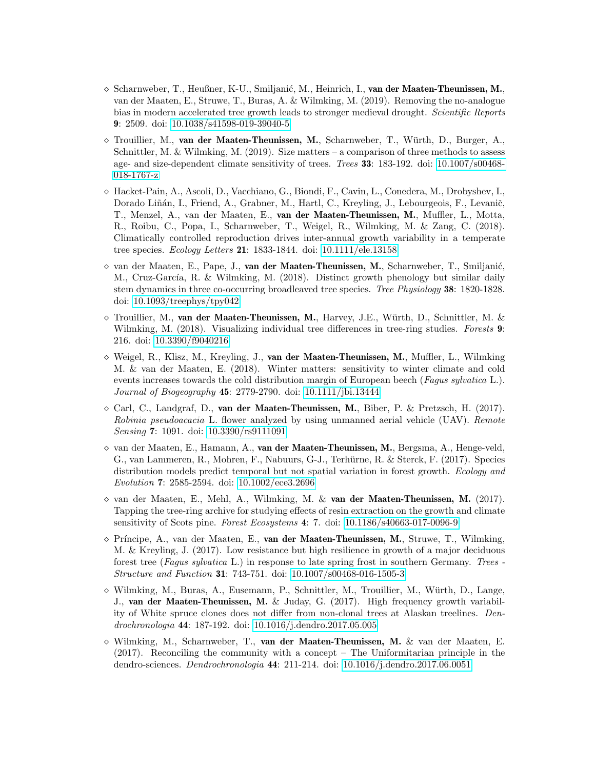- Scharnweber, T., Heußner, K-U., Smiljanić, M., Heinrich, I., **van der Maaten-Theunissen, M.**, van der Maaten, E., Struwe, T., Buras, A. & Wilmking, M. (2019). Removing the no-analogue bias in modern accelerated tree growth leads to stronger medieval drought. *Scientific Reports* **9**: 2509. doi: 10.1038/s41598-019-39040-5

- Trouillier, M., **van der Maaten-Theunissen, M.**, Scharnweber, T., Würth, D., Burger, A., Schnittler, M. & Wilmking, M. (2019). Size matters – a comparison of three methods to assess age- and size-dependent climate sensitivity of trees. *Trees* **33**: 183-192. doi: 10.1007/s00468-018-1767-z

- Hacket-Pain, A., Ascoli, D., Vacchiano, G., Biondi, F., Cavin, L., Conedera, M., Drobyshev, I., Dorado Liñán, I., Friend, A., Grabner, M., Hartl, C., Kreyling, J., Lebourgeois, F., Levanič, T., Menzel, A., van der Maaten, E., **van der Maaten-Theunissen, M.**, Muffler, L., Motta, R., Roibu, C., Popa, I., Scharnweber, T., Weigel, R., Wilmking, M. & Zang, C. (2018). Climatically controlled reproduction drives inter-annual growth variability in a temperate tree species. *Ecology Letters* **21**: 1833-1844. doi: 10.1111/ele.13158

- van der Maaten, E., Pape, J., **van der Maaten-Theunissen, M.**, Scharnweber, T., Smiljanić, M., Cruz-García, R. & Wilmking, M. (2018). Distinct growth phenology but similar daily stem dynamics in three co-occurring broadleaved tree species. *Tree Physiology* **38**: 1820-1828. doi: 10.1093/treephys/tpy042

- Trouillier, M., **van der Maaten-Theunissen, M.**, Harvey, J.E., Würth, D., Schnittler, M. & Wilmking, M. (2018). Visualizing individual tree differences in tree-ring studies. *Forests* **9**: 216. doi: 10.3390/f9040216

- Weigel, R., Klisz, M., Kreyling, J., **van der Maaten-Theunissen, M.**, Muffler, L., Wilmking M. & van der Maaten, E. (2018). Winter matters: sensitivity to winter climate and cold events increases towards the cold distribution margin of European beech (*Fagus sylvatica* L.). *Journal of Biogeography* **45**: 2779-2790. doi: 10.1111/jbi.13444

- Carl, C., Landgraf, D., **van der Maaten-Theunissen, M.**, Biber, P. & Pretzsch, H. (2017). *Robinia pseudoacacia* L. flower analyzed by using unmanned aerial vehicle (UAV). *Remote Sensing* **7**: 1091. doi: 10.3390/rs9111091

- van der Maaten, E., Hamann, A., **van der Maaten-Theunissen, M.**, Bergsma, A., Henge-veld, G., van Lammeren, R., Mohren, F., Nabuurs, G-J., Terhürne, R. & Sterck, F. (2017). Species distribution models predict temporal but not spatial variation in forest growth. *Ecology and Evolution* **7**: 2585-2594. doi: 10.1002/ece3.2696

- van der Maaten, E., Mehl, A., Wilmking, M. & **van der Maaten-Theunissen, M.** (2017). Tapping the tree-ring archive for studying effects of resin extraction on the growth and climate sensitivity of Scots pine. *Forest Ecosystems* **4**: 7. doi: 10.1186/s40663-017-0096-9

- Príncipe, A., van der Maaten, E., **van der Maaten-Theunissen, M.**, Struwe, T., Wilmking, M. & Kreyling, J. (2017). Low resistance but high resilience in growth of a major deciduous forest tree (*Fagus sylvatica* L.) in response to late spring frost in southern Germany. *Trees - Structure and Function* **31**: 743-751. doi: 10.1007/s00468-016-1505-3

- Wilmking, M., Buras, A., Eusemann, P., Schnittler, M., Trouillier, M., Würth, D., Lange, J., **van der Maaten-Theunissen, M.** & Juday, G. (2017). High frequency growth variability of White spruce clones does not differ from non-clonal trees at Alaskan treelines. *Dendrochronologia* **44**: 187-192. doi: 10.1016/j.dendro.2017.05.005

- Wilmking, M., Scharnweber, T., **van der Maaten-Theunissen, M.** & van der Maaten, E. (2017). Reconciling the community with a concept – The Uniformitarian principle in the dendro-sciences. *Dendrochronologia* **44**: 211-214. doi: 10.1016/j.dendro.2017.06.0051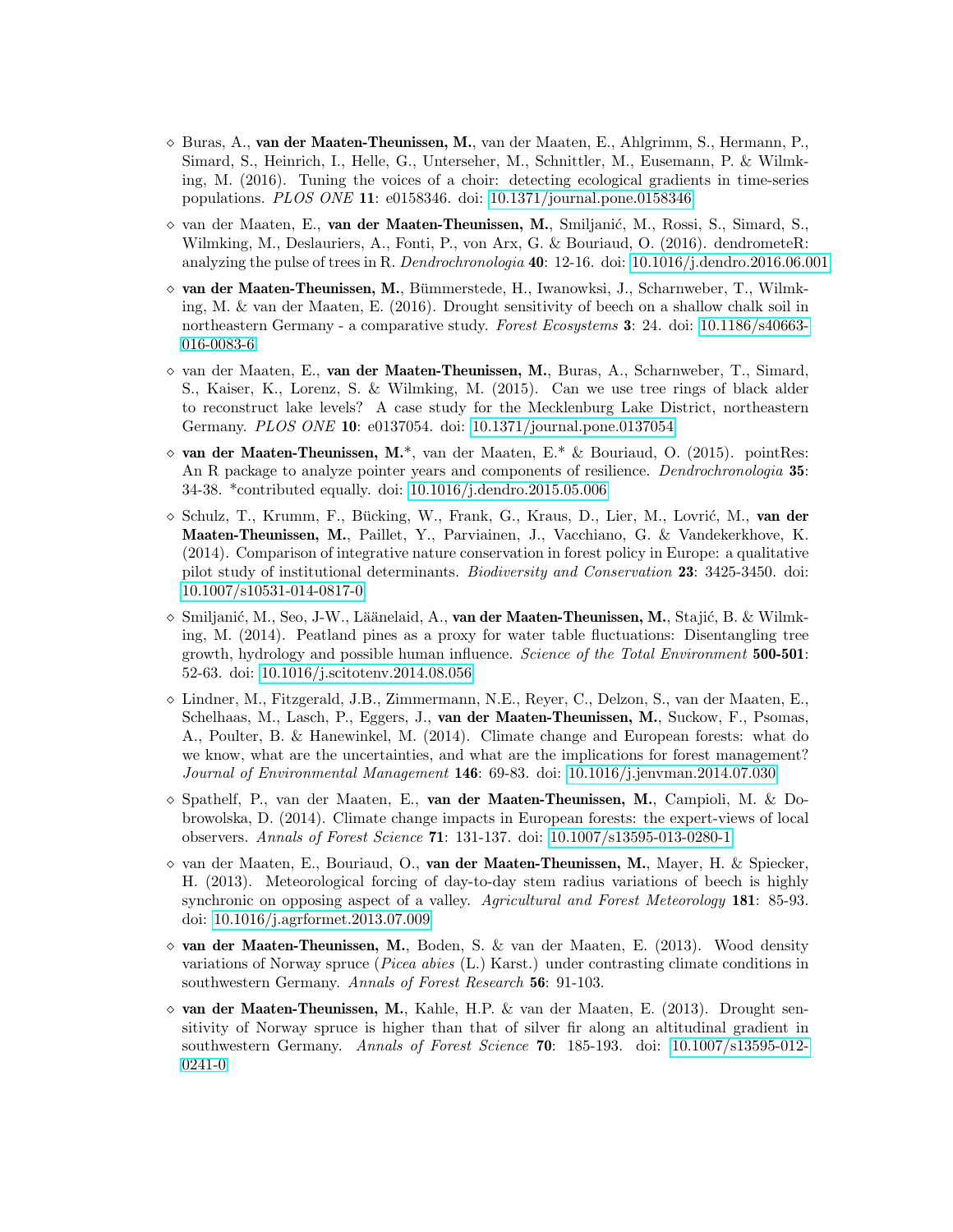- Buras, A., **van der Maaten-Theunissen, M.**, van der Maaten, E., Ahlgrimm, S., Hermann, P., Simard, S., Heinrich, I., Helle, G., Unterseher, M., Schnittler, M., Eusemann, P. & Wilmking, M. (2016). Tuning the voices of a choir: detecting ecological gradients in time-series populations. *PLOS ONE* **11**: e0158346. doi: 10.1371/journal.pone.0158346

- van der Maaten, E., **van der Maaten-Theunissen, M.**, Smiljanić, M., Rossi, S., Simard, S., Wilmking, M., Deslauriers, A., Fonti, P., von Arx, G. & Bouriaud, O. (2016). dendrometeR: analyzing the pulse of trees in R. *Dendrochronologia* **40**: 12-16. doi: 10.1016/j.dendro.2016.06.001

- **van der Maaten-Theunissen, M.**, Bümmerstede, H., Iwanowksi, J., Scharnweber, T., Wilmking, M. & van der Maaten, E. (2016). Drought sensitivity of beech on a shallow chalk soil in northeastern Germany - a comparative study. *Forest Ecosystems* **3**: 24. doi: 10.1186/s40663-016-0083-6

- van der Maaten, E., **van der Maaten-Theunissen, M.**, Buras, A., Scharnweber, T., Simard, S., Kaiser, K., Lorenz, S. & Wilmking, M. (2015). Can we use tree rings of black alder to reconstruct lake levels? A case study for the Mecklenburg Lake District, northeastern Germany. *PLOS ONE* **10**: e0137054. doi: 10.1371/journal.pone.0137054

- **van der Maaten-Theunissen, M.***, van der Maaten, E.* & Bouriaud, O. (2015). pointRes: An R package to analyze pointer years and components of resilience. *Dendrochronologia* **35**: 34-38. *contributed equally. doi: 10.1016/j.dendro.2015.05.006

- Schulz, T., Krumm, F., Bücking, W., Frank, G., Kraus, D., Lier, M., Lovrić, M., **van der Maaten-Theunissen, M.**, Paillet, Y., Parviainen, J., Vacchiano, G. & Vandekerkhove, K. (2014). Comparison of integrative nature conservation in forest policy in Europe: a qualitative pilot study of institutional determinants. *Biodiversity and Conservation* **23**: 3425-3450. doi: 10.1007/s10531-014-0817-0

- Smiljanić, M., Seo, J-W., Läänelaid, A., **van der Maaten-Theunissen, M.**, Stajić, B. & Wilmking, M. (2014). Peatland pines as a proxy for water table fluctuations: Disentangling tree growth, hydrology and possible human influence. *Science of the Total Environment* **500-501**: 52-63. doi: 10.1016/j.scitotenv.2014.08.056

- Lindner, M., Fitzgerald, J.B., Zimmermann, N.E., Reyer, C., Delzon, S., van der Maaten, E., Schelhaas, M., Lasch, P., Eggers, J., **van der Maaten-Theunissen, M.**, Suckow, F., Psomas, A., Poulter, B. & Hanewinkel, M. (2014). Climate change and European forests: what do we know, what are the uncertainties, and what are the implications for forest management? *Journal of Environmental Management* **146**: 69-83. doi: 10.1016/j.jenvman.2014.07.030

- Spathelf, P., van der Maaten, E., **van der Maaten-Theunissen, M.**, Campioli, M. & Dobrowolska, D. (2014). Climate change impacts in European forests: the expert-views of local observers. *Annals of Forest Science* **71**: 131-137. doi: 10.1007/s13595-013-0280-1

- van der Maaten, E., Bouriaud, O., **van der Maaten-Theunissen, M.**, Mayer, H. & Spiecker, H. (2013). Meteorological forcing of day-to-day stem radius variations of beech is highly synchronic on opposing aspect of a valley. *Agricultural and Forest Meteorology* **181**: 85-93. doi: 10.1016/j.agrformet.2013.07.009

- **van der Maaten-Theunissen, M.**, Boden, S. & van der Maaten, E. (2013). Wood density variations of Norway spruce (*Picea abies* (L.) Karst.) under contrasting climate conditions in southwestern Germany. *Annals of Forest Research* **56**: 91-103.

- **van der Maaten-Theunissen, M.**, Kahle, H.P. & van der Maaten, E. (2013). Drought sensitivity of Norway spruce is higher than that of silver fir along an altitudinal gradient in southwestern Germany. *Annals of Forest Science* **70**: 185-193. doi: 10.1007/s13595-012-0241-0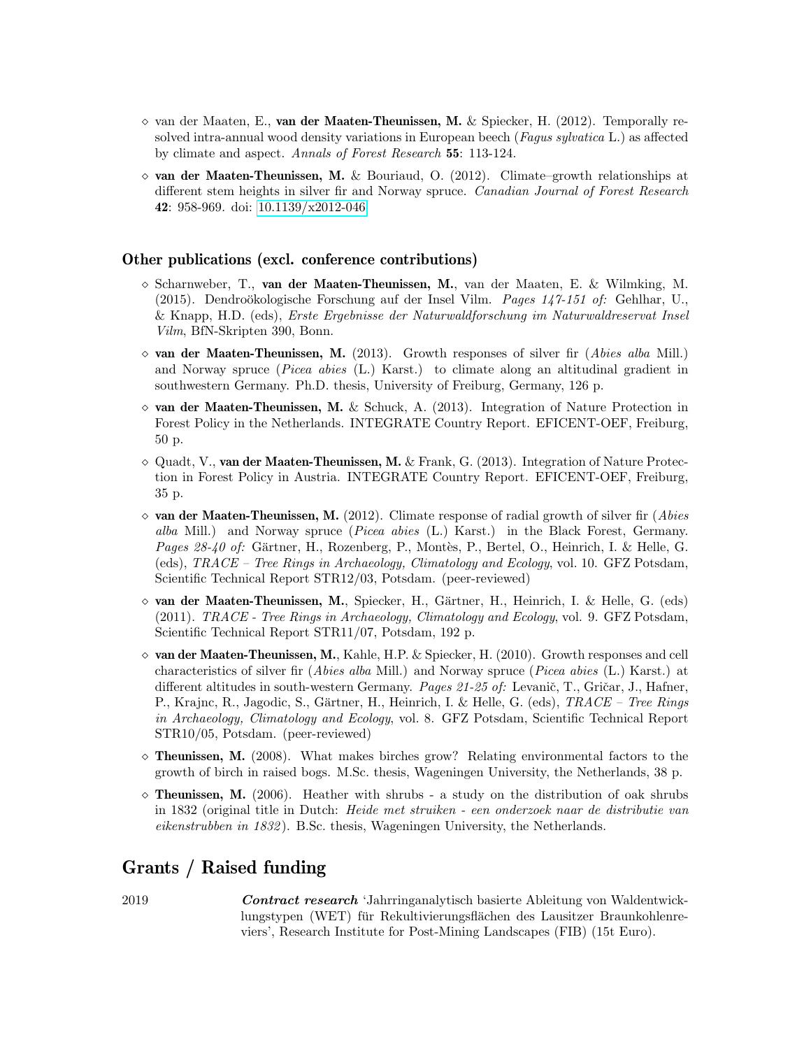- van der Maaten, E., **van der Maaten-Theunissen, M.** & Spiecker, H. (2012). Temporally resolved intra-annual wood density variations in European beech (*Fagus sylvatica* L.) as affected by climate and aspect. *Annals of Forest Research* **55**: 113-124.

- **van der Maaten-Theunissen, M.** & Bouriaud, O. (2012). Climate–growth relationships at different stem heights in silver fir and Norway spruce. *Canadian Journal of Forest Research* **42**: 958-969. doi: 10.1139/x2012-046

### Other publications (excl. conference contributions)

- Scharnweber, T., **van der Maaten-Theunissen, M.**, van der Maaten, E. & Wilmking, M. (2015). Dendroökologische Forschung auf der Insel Vilm. *Pages 147-151 of:* Gehlhar, U., & Knapp, H.D. (eds), *Erste Ergebnisse der Naturwaldforschung im Naturwaldreservat Insel Vilm*, BfN-Skripten 390, Bonn.

- **van der Maaten-Theunissen, M.** (2013). Growth responses of silver fir (*Abies alba* Mill.) and Norway spruce (*Picea abies* (L.) Karst.) to climate along an altitudinal gradient in southwestern Germany. Ph.D. thesis, University of Freiburg, Germany, 126 p.

- **van der Maaten-Theunissen, M.** & Schuck, A. (2013). Integration of Nature Protection in Forest Policy in the Netherlands. INTEGRATE Country Report. EFICENT-OEF, Freiburg, 50 p.

- Quadt, V., **van der Maaten-Theunissen, M.** & Frank, G. (2013). Integration of Nature Protection in Forest Policy in Austria. INTEGRATE Country Report. EFICENT-OEF, Freiburg, 35 p.

- **van der Maaten-Theunissen, M.** (2012). Climate response of radial growth of silver fir (*Abies alba* Mill.) and Norway spruce (*Picea abies* (L.) Karst.) in the Black Forest, Germany. *Pages 28-40 of:* Gärtner, H., Rozenberg, P., Montès, P., Bertel, O., Heinrich, I. & Helle, G. (eds), *TRACE – Tree Rings in Archaeology, Climatology and Ecology*, vol. 10. GFZ Potsdam, Scientific Technical Report STR12/03, Potsdam. (peer-reviewed)

- **van der Maaten-Theunissen, M.**, Spiecker, H., Gärtner, H., Heinrich, I. & Helle, G. (eds) (2011). *TRACE - Tree Rings in Archaeology, Climatology and Ecology*, vol. 9. GFZ Potsdam, Scientific Technical Report STR11/07, Potsdam, 192 p.

- **van der Maaten-Theunissen, M.**, Kahle, H.P. & Spiecker, H. (2010). Growth responses and cell characteristics of silver fir (*Abies alba* Mill.) and Norway spruce (*Picea abies* (L.) Karst.) at different altitudes in south-western Germany. *Pages 21-25 of:* Levanič, T., Gričar, J., Hafner, P., Krajnc, R., Jagodic, S., Gärtner, H., Heinrich, I. & Helle, G. (eds), *TRACE – Tree Rings in Archaeology, Climatology and Ecology*, vol. 8. GFZ Potsdam, Scientific Technical Report STR10/05, Potsdam. (peer-reviewed)

- **Theunissen, M.** (2008). What makes birches grow? Relating environmental factors to the growth of birch in raised bogs. M.Sc. thesis, Wageningen University, the Netherlands, 38 p.

- **Theunissen, M.** (2006). Heather with shrubs - a study on the distribution of oak shrubs in 1832 (original title in Dutch: *Heide met struiken - een onderzoek naar de distributie van eikenstrubben in 1832*). B.Sc. thesis, Wageningen University, the Netherlands.

## Grants / Raised funding

2019 — ***Contract research*** 'Jahrringanalytisch basierte Ableitung von Waldentwicklungstypen (WET) für Rekultivierungsflächen des Lausitzer Braunkohlenreviers', Research Institute for Post-Mining Landscapes (FIB) (15t Euro).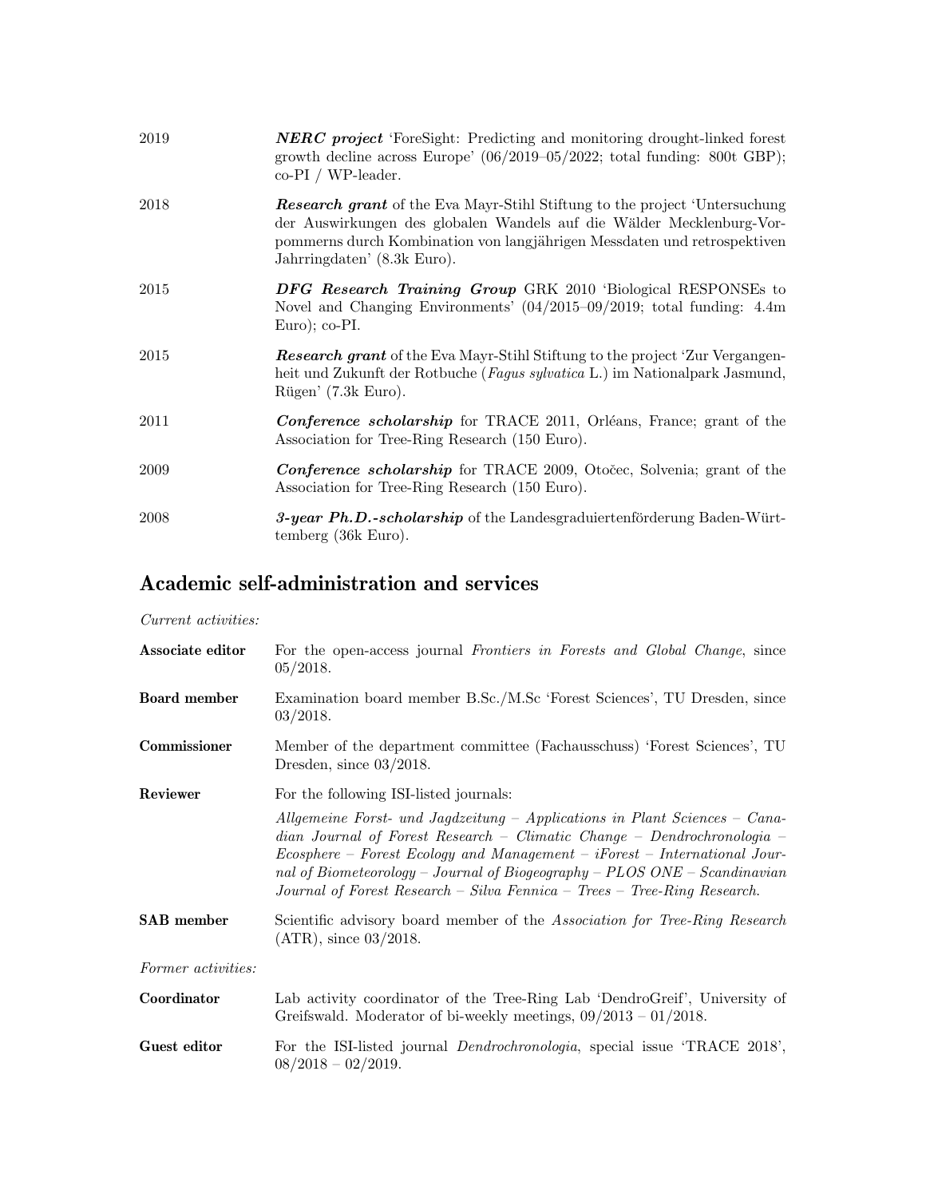| | |
|---|---|
| 2019 | ***NERC project*** 'ForeSight: Predicting and monitoring drought-linked forest growth decline across Europe' (06/2019–05/2022; total funding: 800t GBP); co-PI / WP-leader. |
| 2018 | ***Research grant*** of the Eva Mayr-Stihl Stiftung to the project 'Untersuchung der Auswirkungen des globalen Wandels auf die Wälder Mecklenburg-Vorpommerns durch Kombination von langjährigen Messdaten und retrospektiven Jahrringdaten' (8.3k Euro). |
| 2015 | ***DFG Research Training Group*** GRK 2010 'Biological RESPONSEs to Novel and Changing Environments' (04/2015–09/2019; total funding: 4.4m Euro); co-PI. |
| 2015 | ***Research grant*** of the Eva Mayr-Stihl Stiftung to the project 'Zur Vergangenheit und Zukunft der Rotbuche (*Fagus sylvatica* L.) im Nationalpark Jasmund, Rügen' (7.3k Euro). |
| 2011 | ***Conference scholarship*** for TRACE 2011, Orléans, France; grant of the Association for Tree-Ring Research (150 Euro). |
| 2009 | ***Conference scholarship*** for TRACE 2009, Otočec, Solvenia; grant of the Association for Tree-Ring Research (150 Euro). |
| 2008 | ***3-year Ph.D.-scholarship*** of the Landesgraduiertenförderung Baden-Württemberg (36k Euro). |

## Academic self-administration and services

*Current activities:*

| | |
|---|---|
| **Associate editor** | For the open-access journal *Frontiers in Forests and Global Change*, since 05/2018. |
| **Board member** | Examination board member B.Sc./M.Sc 'Forest Sciences', TU Dresden, since 03/2018. |
| **Commissioner** | Member of the department committee (Fachausschuss) 'Forest Sciences', TU Dresden, since 03/2018. |
| **Reviewer** | For the following ISI-listed journals: *Allgemeine Forst- und Jagdzeitung – Applications in Plant Sciences – Canadian Journal of Forest Research – Climatic Change – Dendrochronologia – Ecosphere – Forest Ecology and Management – iForest – International Journal of Biometeorology – Journal of Biogeography – PLOS ONE – Scandinavian Journal of Forest Research – Silva Fennica – Trees – Tree-Ring Research.* |
| **SAB member** | Scientific advisory board member of the *Association for Tree-Ring Research* (ATR), since 03/2018. |

*Former activities:*

| | |
|---|---|
| **Coordinator** | Lab activity coordinator of the Tree-Ring Lab 'DendroGreif', University of Greifswald. Moderator of bi-weekly meetings, 09/2013 – 01/2018. |
| **Guest editor** | For the ISI-listed journal *Dendrochronologia*, special issue 'TRACE 2018', 08/2018 – 02/2019. |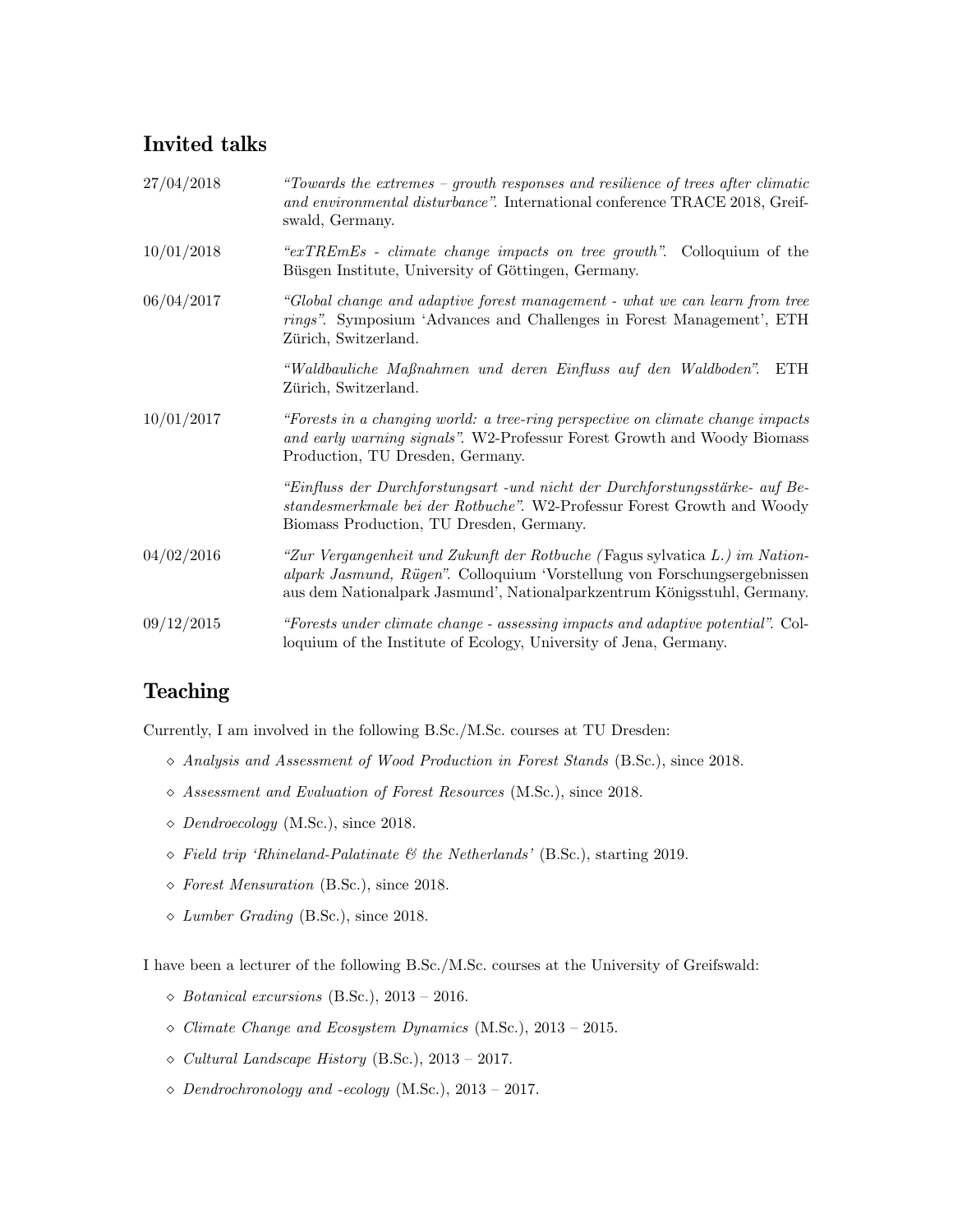## Invited talks

| | |
|---|---|
| 27/04/2018 | *"Towards the extremes – growth responses and resilience of trees after climatic and environmental disturbance"*. International conference TRACE 2018, Greifswald, Germany. |
| 10/01/2018 | *"exTREmEs - climate change impacts on tree growth"*. Colloquium of the Büsgen Institute, University of Göttingen, Germany. |
| 06/04/2017 | *"Global change and adaptive forest management - what we can learn from tree rings"*. Symposium 'Advances and Challenges in Forest Management', ETH Zürich, Switzerland. |
| | *"Waldbauliche Maßnahmen und deren Einfluss auf den Waldboden"*. ETH Zürich, Switzerland. |
| 10/01/2017 | *"Forests in a changing world: a tree-ring perspective on climate change impacts and early warning signals"*. W2-Professur Forest Growth and Woody Biomass Production, TU Dresden, Germany. |
| | *"Einfluss der Durchforstungsart -und nicht der Durchforstungsstärke- auf Bestandesmerkmale bei der Rotbuche"*. W2-Professur Forest Growth and Woody Biomass Production, TU Dresden, Germany. |
| 04/02/2016 | *"Zur Vergangenheit und Zukunft der Rotbuche (*Fagus sylvatica *L.) im Nationalpark Jasmund, Rügen"*. Colloquium 'Vorstellung von Forschungsergebnissen aus dem Nationalpark Jasmund', Nationalparkzentrum Königsstuhl, Germany. |
| 09/12/2015 | *"Forests under climate change - assessing impacts and adaptive potential"*. Colloquium of the Institute of Ecology, University of Jena, Germany. |

## Teaching

Currently, I am involved in the following B.Sc./M.Sc. courses at TU Dresden:

- *Analysis and Assessment of Wood Production in Forest Stands* (B.Sc.), since 2018.
- *Assessment and Evaluation of Forest Resources* (M.Sc.), since 2018.
- *Dendroecology* (M.Sc.), since 2018.
- *Field trip 'Rhineland-Palatinate & the Netherlands'* (B.Sc.), starting 2019.
- *Forest Mensuration* (B.Sc.), since 2018.
- *Lumber Grading* (B.Sc.), since 2018.

I have been a lecturer of the following B.Sc./M.Sc. courses at the University of Greifswald:

- *Botanical excursions* (B.Sc.), 2013 – 2016.
- *Climate Change and Ecosystem Dynamics* (M.Sc.), 2013 – 2015.
- *Cultural Landscape History* (B.Sc.), 2013 – 2017.
- *Dendrochronology and -ecology* (M.Sc.), 2013 – 2017.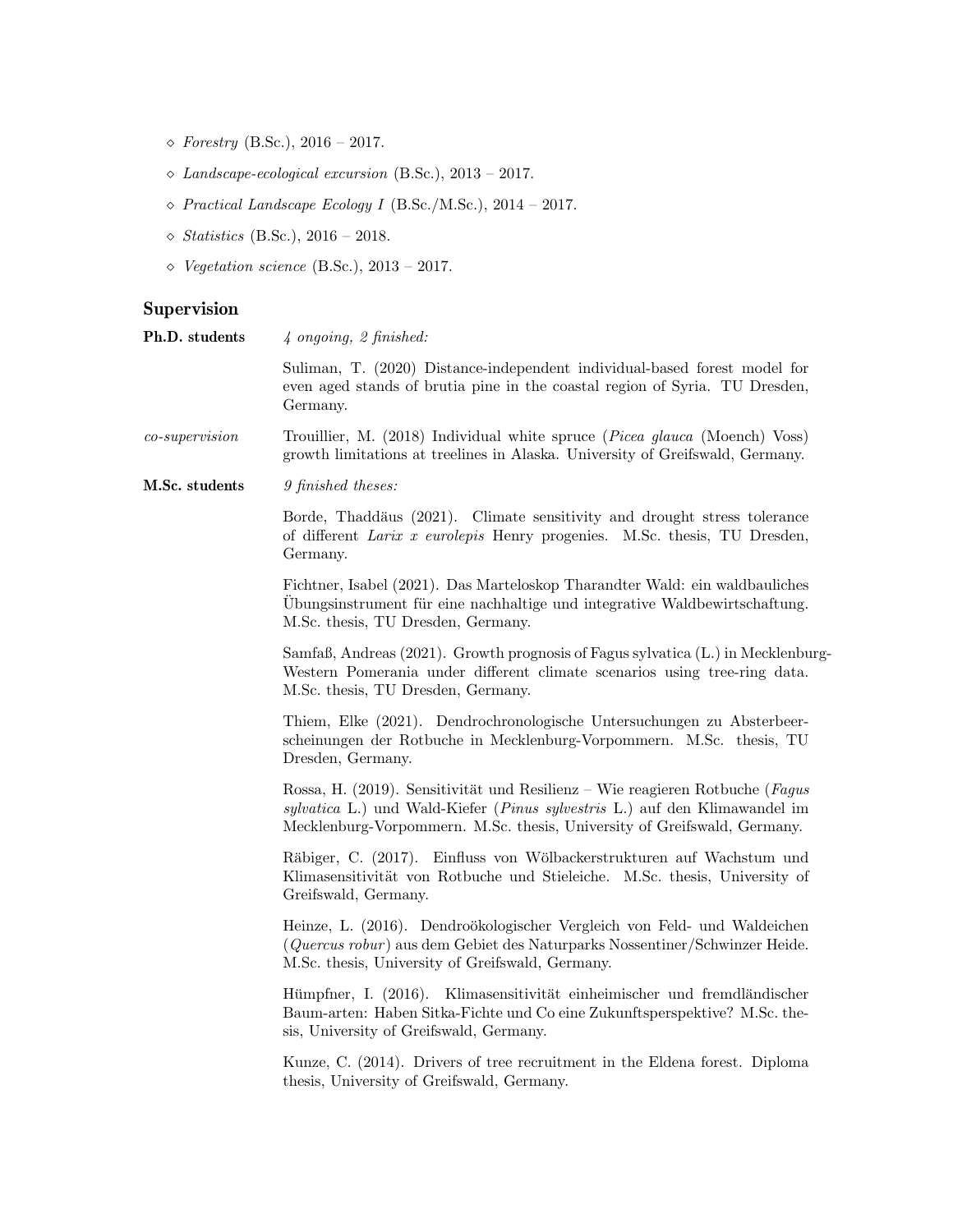- *Forestry* (B.Sc.), 2016 – 2017.
- *Landscape-ecological excursion* (B.Sc.), 2013 – 2017.
- *Practical Landscape Ecology I* (B.Sc./M.Sc.), 2014 – 2017.
- *Statistics* (B.Sc.), 2016 – 2018.
- *Vegetation science* (B.Sc.), 2013 – 2017.

## Supervision

**Ph.D. students** *4 ongoing, 2 finished:*

Suliman, T. (2020) Distance-independent individual-based forest model for even aged stands of brutia pine in the coastal region of Syria. TU Dresden, Germany.

*co-supervision* Trouillier, M. (2018) Individual white spruce (*Picea glauca* (Moench) Voss) growth limitations at treelines in Alaska. University of Greifswald, Germany.

**M.Sc. students** *9 finished theses:*

Borde, Thaddäus (2021). Climate sensitivity and drought stress tolerance of different *Larix x eurolepis* Henry progenies. M.Sc. thesis, TU Dresden, Germany.

Fichtner, Isabel (2021). Das Marteloskop Tharandter Wald: ein waldbauliches Übungsinstrument für eine nachhaltige und integrative Waldbewirtschaftung. M.Sc. thesis, TU Dresden, Germany.

Samfaß, Andreas (2021). Growth prognosis of Fagus sylvatica (L.) in Mecklenburg-Western Pomerania under different climate scenarios using tree-ring data. M.Sc. thesis, TU Dresden, Germany.

Thiem, Elke (2021). Dendrochronologische Untersuchungen zu Absterbeerscheinungen der Rotbuche in Mecklenburg-Vorpommern. M.Sc. thesis, TU Dresden, Germany.

Rossa, H. (2019). Sensitivität und Resilienz – Wie reagieren Rotbuche (*Fagus sylvatica* L.) und Wald-Kiefer (*Pinus sylvestris* L.) auf den Klimawandel im Mecklenburg-Vorpommern. M.Sc. thesis, University of Greifswald, Germany.

Räbiger, C. (2017). Einfluss von Wölbackerstrukturen auf Wachstum und Klimasensitivität von Rotbuche und Stieleiche. M.Sc. thesis, University of Greifswald, Germany.

Heinze, L. (2016). Dendroökologischer Vergleich von Feld- und Waldeichen (*Quercus robur*) aus dem Gebiet des Naturparks Nossentiner/Schwinzer Heide. M.Sc. thesis, University of Greifswald, Germany.

Hümpfner, I. (2016). Klimasensitivität einheimischer und fremdländischer Baum-arten: Haben Sitka-Fichte und Co eine Zukunftsperspektive? M.Sc. thesis, University of Greifswald, Germany.

Kunze, C. (2014). Drivers of tree recruitment in the Eldena forest. Diploma thesis, University of Greifswald, Germany.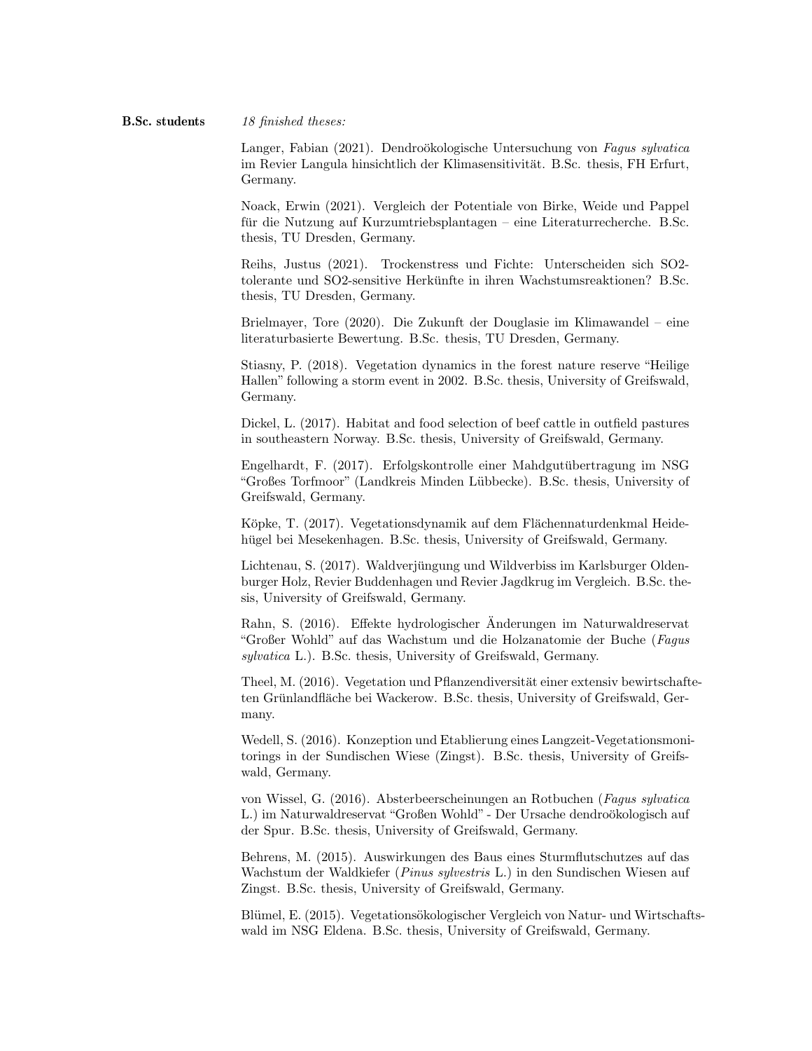**B.Sc. students** *18 finished theses:*

Langer, Fabian (2021). Dendroökologische Untersuchung von *Fagus sylvatica* im Revier Langula hinsichtlich der Klimasensitivität. B.Sc. thesis, FH Erfurt, Germany.

Noack, Erwin (2021). Vergleich der Potentiale von Birke, Weide und Pappel für die Nutzung auf Kurzumtriebsplantagen – eine Literaturrecherche. B.Sc. thesis, TU Dresden, Germany.

Reihs, Justus (2021). Trockenstress und Fichte: Unterscheiden sich SO2-tolerante und SO2-sensitive Herkünfte in ihren Wachstumsreaktionen? B.Sc. thesis, TU Dresden, Germany.

Brielmayer, Tore (2020). Die Zukunft der Douglasie im Klimawandel – eine literaturbasierte Bewertung. B.Sc. thesis, TU Dresden, Germany.

Stiasny, P. (2018). Vegetation dynamics in the forest nature reserve "Heilige Hallen" following a storm event in 2002. B.Sc. thesis, University of Greifswald, Germany.

Dickel, L. (2017). Habitat and food selection of beef cattle in outfield pastures in southeastern Norway. B.Sc. thesis, University of Greifswald, Germany.

Engelhardt, F. (2017). Erfolgskontrolle einer Mahdgutübertragung im NSG "Großes Torfmoor" (Landkreis Minden Lübbecke). B.Sc. thesis, University of Greifswald, Germany.

Köpke, T. (2017). Vegetationsdynamik auf dem Flächennaturdenkmal Heidehügel bei Mesekenhagen. B.Sc. thesis, University of Greifswald, Germany.

Lichtenau, S. (2017). Waldverjüngung und Wildverbiss im Karlsburger Oldenburger Holz, Revier Buddenhagen und Revier Jagdkrug im Vergleich. B.Sc. thesis, University of Greifswald, Germany.

Rahn, S. (2016). Effekte hydrologischer Änderungen im Naturwaldreservat "Großer Wohld" auf das Wachstum und die Holzanatomie der Buche (*Fagus sylvatica* L.). B.Sc. thesis, University of Greifswald, Germany.

Theel, M. (2016). Vegetation und Pflanzendiversität einer extensiv bewirtschafteten Grünlandfläche bei Wackerow. B.Sc. thesis, University of Greifswald, Germany.

Wedell, S. (2016). Konzeption und Etablierung eines Langzeit-Vegetationsmonitorings in der Sundischen Wiese (Zingst). B.Sc. thesis, University of Greifswald, Germany.

von Wissel, G. (2016). Absterbeerscheinungen an Rotbuchen (*Fagus sylvatica* L.) im Naturwaldreservat "Großen Wohld" - Der Ursache dendroökologisch auf der Spur. B.Sc. thesis, University of Greifswald, Germany.

Behrens, M. (2015). Auswirkungen des Baus eines Sturmflutschutzes auf das Wachstum der Waldkiefer (*Pinus sylvestris* L.) in den Sundischen Wiesen auf Zingst. B.Sc. thesis, University of Greifswald, Germany.

Blümel, E. (2015). Vegetationsökologischer Vergleich von Natur- und Wirtschaftswald im NSG Eldena. B.Sc. thesis, University of Greifswald, Germany.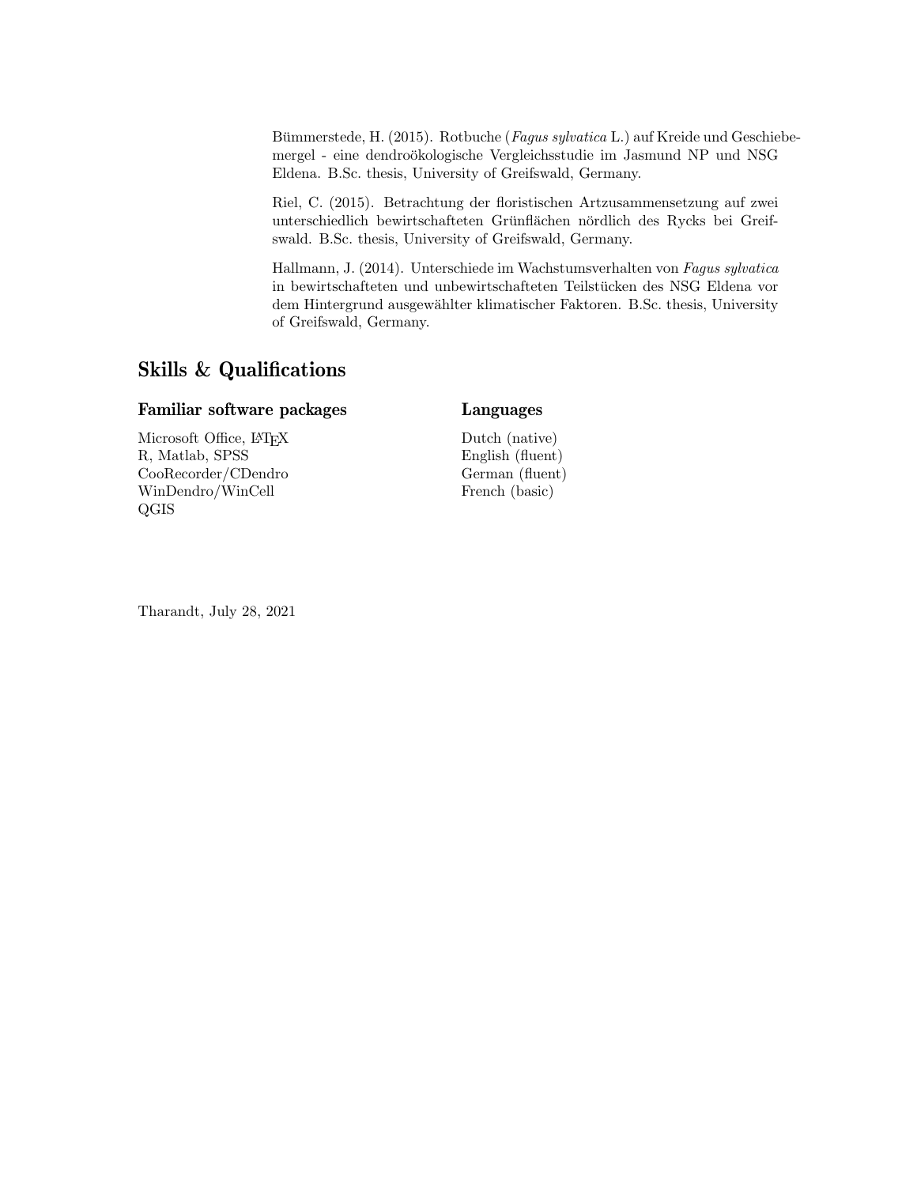Bümmerstede, H. (2015). Rotbuche (*Fagus sylvatica* L.) auf Kreide und Geschiebemergel - eine dendroökologische Vergleichsstudie im Jasmund NP und NSG Eldena. B.Sc. thesis, University of Greifswald, Germany.

Riel, C. (2015). Betrachtung der floristischen Artzusammensetzung auf zwei unterschiedlich bewirtschafteten Grünflächen nördlich des Rycks bei Greifswald. B.Sc. thesis, University of Greifswald, Germany.

Hallmann, J. (2014). Unterschiede im Wachstumsverhalten von *Fagus sylvatica* in bewirtschafteten und unbewirtschafteten Teilstücken des NSG Eldena vor dem Hintergrund ausgewählter klimatischer Faktoren. B.Sc. thesis, University of Greifswald, Germany.

## Skills & Qualifications

### Familiar software packages

Microsoft Office, LaTeX
R, Matlab, SPSS
CooRecorder/CDendro
WinDendro/WinCell
QGIS

### Languages

Dutch (native)
English (fluent)
German (fluent)
French (basic)

Tharandt, July 28, 2021